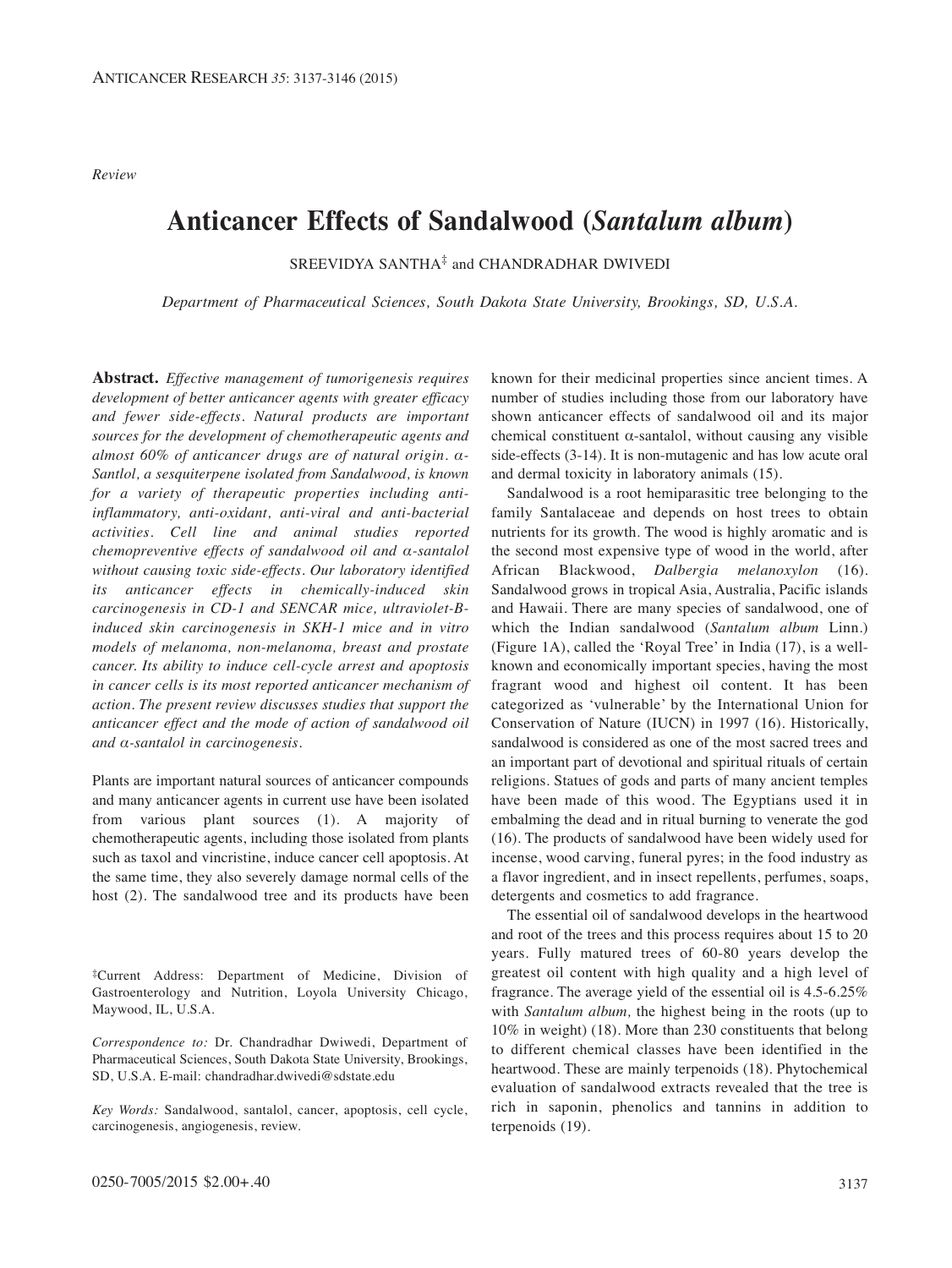*Review*

# Anticancer Effects of Sandalwood (*Santalum album*)

SREEVIDYA SANTHA[‡] and CHANDRADHAR DWIVEDI

*Department of Pharmaceutical Sciences, South Dakota State University, Brookings, SD, U.S.A.*

**Abstract.** *Effective management of tumorigenesis requires development of better anticancer agents with greater efficacy and fewer side-effects. Natural products are important sources for the development of chemotherapeutic agents and almost 60% of anticancer drugs are of natural origin. α-Santlol, a sesquiterpene isolated from Sandalwood, is known for a variety of therapeutic properties including anti-inflammatory, anti-oxidant, anti-viral and anti-bacterial activities. Cell line and animal studies reported chemopreventive effects of sandalwood oil and α-santalol without causing toxic side-effects. Our laboratory identified its anticancer effects in chemically-induced skin carcinogenesis in CD-1 and SENCAR mice, ultraviolet-B-induced skin carcinogenesis in SKH-1 mice and in vitro models of melanoma, non-melanoma, breast and prostate cancer. Its ability to induce cell-cycle arrest and apoptosis in cancer cells is its most reported anticancer mechanism of action. The present review discusses studies that support the anticancer effect and the mode of action of sandalwood oil and α-santalol in carcinogenesis.*

Plants are important natural sources of anticancer compounds and many anticancer agents in current use have been isolated from various plant sources (1). A majority of chemotherapeutic agents, including those isolated from plants such as taxol and vincristine, induce cancer cell apoptosis. At the same time, they also severely damage normal cells of the host (2). The sandalwood tree and its products have been known for their medicinal properties since ancient times. A number of studies including those from our laboratory have shown anticancer effects of sandalwood oil and its major chemical constituent α-santalol, without causing any visible side-effects (3-14). It is non-mutagenic and has low acute oral and dermal toxicity in laboratory animals (15).

Sandalwood is a root hemiparasitic tree belonging to the family Santalaceae and depends on host trees to obtain nutrients for its growth. The wood is highly aromatic and is the second most expensive type of wood in the world, after African Blackwood, *Dalbergia melanoxylon* (16). Sandalwood grows in tropical Asia, Australia, Pacific islands and Hawaii. There are many species of sandalwood, one of which the Indian sandalwood (*Santalum album* Linn.) (Figure 1A), called the 'Royal Tree' in India (17), is a well-known and economically important species, having the most fragrant wood and highest oil content. It has been categorized as 'vulnerable' by the International Union for Conservation of Nature (IUCN) in 1997 (16). Historically, sandalwood is considered as one of the most sacred trees and an important part of devotional and spiritual rituals of certain religions. Statues of gods and parts of many ancient temples have been made of this wood. The Egyptians used it in embalming the dead and in ritual burning to venerate the god (16). The products of sandalwood have been widely used for incense, wood carving, funeral pyres; in the food industry as a flavor ingredient, and in insect repellents, perfumes, soaps, detergents and cosmetics to add fragrance.

The essential oil of sandalwood develops in the heartwood and root of the trees and this process requires about 15 to 20 years. Fully matured trees of 60-80 years develop the greatest oil content with high quality and a high level of fragrance. The average yield of the essential oil is 4.5-6.25% with *Santalum album,* the highest being in the roots (up to 10% in weight) (18). More than 230 constituents that belong to different chemical classes have been identified in the heartwood. These are mainly terpenoids (18). Phytochemical evaluation of sandalwood extracts revealed that the tree is rich in saponin, phenolics and tannins in addition to terpenoids (19).

[‡]Current Address: Department of Medicine, Division of Gastroenterology and Nutrition, Loyola University Chicago, Maywood, IL, U.S.A.

*Correspondence to:* Dr. Chandradhar Dwiwedi, Department of Pharmaceutical Sciences, South Dakota State University, Brookings, SD, U.S.A. E-mail: chandradhar.dwivedi@sdstate.edu

*Key Words:* Sandalwood, santalol, cancer, apoptosis, cell cycle, carcinogenesis, angiogenesis, review.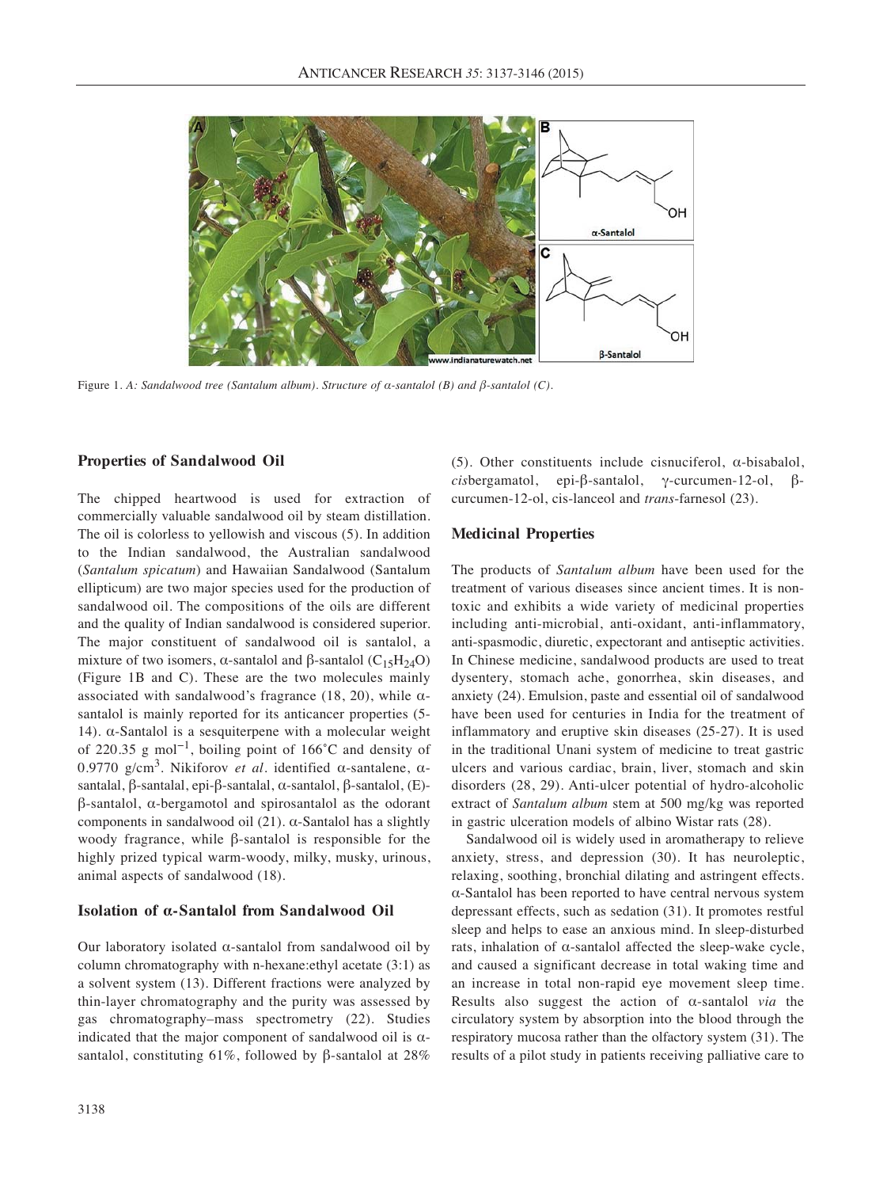Figure 1. *A: Sandalwood tree (Santalum album). Structure of α-santalol (B) and β-santalol (C).*

## Properties of Sandalwood Oil

The chipped heartwood is used for extraction of commercially valuable sandalwood oil by steam distillation. The oil is colorless to yellowish and viscous (5). In addition to the Indian sandalwood, the Australian sandalwood (*Santalum spicatum*) and Hawaiian Sandalwood (Santalum ellipticum) are two major species used for the production of sandalwood oil. The compositions of the oils are different and the quality of Indian sandalwood is considered superior. The major constituent of sandalwood oil is santalol, a mixture of two isomers, α-santalol and β-santalol ($C_{15}H_{24}O$) (Figure 1B and C). These are the two molecules mainly associated with sandalwood's fragrance (18, 20), while α-santalol is mainly reported for its anticancer properties (5-14). α-Santalol is a sesquiterpene with a molecular weight of 220.35 g $mol^{-1}$, boiling point of 166˚C and density of 0.9770 g/$cm^3$. Nikiforov *et al.* identified α-santalene, α-santalal, β-santalal, epi-β-santalal, α-santalol, β-santalol, (E)-β-santalol, α-bergamotol and spirosantalol as the odorant components in sandalwood oil (21). α-Santalol has a slightly woody fragrance, while β-santalol is responsible for the highly prized typical warm-woody, milky, musky, urinous, animal aspects of sandalwood (18).

## Isolation of α-Santalol from Sandalwood Oil

Our laboratory isolated α-santalol from sandalwood oil by column chromatography with n-hexane:ethyl acetate (3:1) as a solvent system (13). Different fractions were analyzed by thin-layer chromatography and the purity was assessed by gas chromatography–mass spectrometry (22). Studies indicated that the major component of sandalwood oil is α-santalol, constituting 61%, followed by β-santalol at 28% (5). Other constituents include cisnuciferol, α-bisabalol, *cis*bergamatol, epi-β-santalol, γ-curcumen-12-ol, β-curcumen-12-ol, cis-lanceol and *trans*-farnesol (23).

## Medicinal Properties

The products of *Santalum album* have been used for the treatment of various diseases since ancient times. It is non-toxic and exhibits a wide variety of medicinal properties including anti-microbial, anti-oxidant, anti-inflammatory, anti-spasmodic, diuretic, expectorant and antiseptic activities. In Chinese medicine, sandalwood products are used to treat dysentery, stomach ache, gonorrhea, skin diseases, and anxiety (24). Emulsion, paste and essential oil of sandalwood have been used for centuries in India for the treatment of inflammatory and eruptive skin diseases (25-27). It is used in the traditional Unani system of medicine to treat gastric ulcers and various cardiac, brain, liver, stomach and skin disorders (28, 29). Anti-ulcer potential of hydro-alcoholic extract of *Santalum album* stem at 500 mg/kg was reported in gastric ulceration models of albino Wistar rats (28).

Sandalwood oil is widely used in aromatherapy to relieve anxiety, stress, and depression (30). It has neuroleptic, relaxing, soothing, bronchial dilating and astringent effects. α-Santalol has been reported to have central nervous system depressant effects, such as sedation (31). It promotes restful sleep and helps to ease an anxious mind. In sleep-disturbed rats, inhalation of α-santalol affected the sleep-wake cycle, and caused a significant decrease in total waking time and an increase in total non-rapid eye movement sleep time. Results also suggest the action of α-santalol *via* the circulatory system by absorption into the blood through the respiratory mucosa rather than the olfactory system (31). The results of a pilot study in patients receiving palliative care to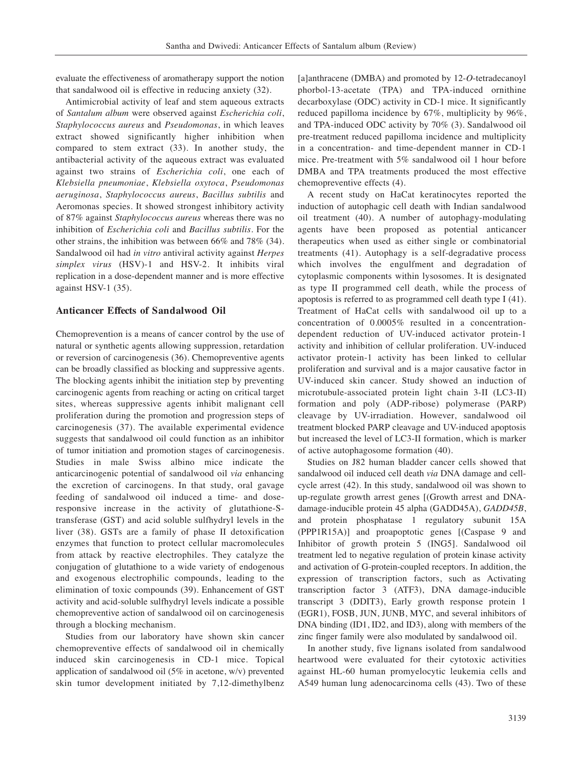evaluate the effectiveness of aromatherapy support the notion that sandalwood oil is effective in reducing anxiety (32).

Antimicrobial activity of leaf and stem aqueous extracts of *Santalum album* were observed against *Escherichia coli*, *Staphylococcus aureus* and *Pseudomonas*, in which leaves extract showed significantly higher inhibition when compared to stem extract (33). In another study, the antibacterial activity of the aqueous extract was evaluated against two strains of *Escherichia coli*, one each of *Klebsiella pneumoniae*, *Klebsiella oxytoca*, *Pseudomonas aeruginosa*, *Staphylococcus aureus*, *Bacillus subtilis* and Aeromonas species. It showed strongest inhibitory activity of 87% against *Staphylococcus aureus* whereas there was no inhibition of *Escherichia coli* and *Bacillus subtilis*. For the other strains, the inhibition was between 66% and 78% (34). Sandalwood oil had *in vitro* antiviral activity against *Herpes simplex virus* (HSV)-1 and HSV-2. It inhibits viral replication in a dose-dependent manner and is more effective against HSV-1 (35).

## Anticancer Effects of Sandalwood Oil

Chemoprevention is a means of cancer control by the use of natural or synthetic agents allowing suppression, retardation or reversion of carcinogenesis (36). Chemopreventive agents can be broadly classified as blocking and suppressive agents. The blocking agents inhibit the initiation step by preventing carcinogenic agents from reaching or acting on critical target sites, whereas suppressive agents inhibit malignant cell proliferation during the promotion and progression steps of carcinogenesis (37). The available experimental evidence suggests that sandalwood oil could function as an inhibitor of tumor initiation and promotion stages of carcinogenesis. Studies in male Swiss albino mice indicate the anticarcinogenic potential of sandalwood oil *via* enhancing the excretion of carcinogens. In that study, oral gavage feeding of sandalwood oil induced a time- and dose-responsive increase in the activity of glutathione-S-transferase (GST) and acid soluble sulfhydryl levels in the liver (38). GSTs are a family of phase II detoxification enzymes that function to protect cellular macromolecules from attack by reactive electrophiles. They catalyze the conjugation of glutathione to a wide variety of endogenous and exogenous electrophilic compounds, leading to the elimination of toxic compounds (39). Enhancement of GST activity and acid-soluble sulfhydryl levels indicate a possible chemopreventive action of sandalwood oil on carcinogenesis through a blocking mechanism.

Studies from our laboratory have shown skin cancer chemopreventive effects of sandalwood oil in chemically induced skin carcinogenesis in CD-1 mice. Topical application of sandalwood oil (5% in acetone, w/v) prevented skin tumor development initiated by 7,12-dimethylbenz [a]anthracene (DMBA) and promoted by 12-*O*-tetradecanoyl phorbol-13-acetate (TPA) and TPA-induced ornithine decarboxylase (ODC) activity in CD-1 mice. It significantly reduced papilloma incidence by 67%, multiplicity by 96%, and TPA-induced ODC activity by 70% (3). Sandalwood oil pre-treatment reduced papilloma incidence and multiplicity in a concentration- and time-dependent manner in CD-1 mice. Pre-treatment with 5% sandalwood oil 1 hour before DMBA and TPA treatments produced the most effective chemopreventive effects (4).

A recent study on HaCat keratinocytes reported the induction of autophagic cell death with Indian sandalwood oil treatment (40). A number of autophagy-modulating agents have been proposed as potential anticancer therapeutics when used as either single or combinatorial treatments (41). Autophagy is a self-degradative process which involves the engulfment and degradation of cytoplasmic components within lysosomes. It is designated as type II programmed cell death, while the process of apoptosis is referred to as programmed cell death type I (41). Treatment of HaCat cells with sandalwood oil up to a concentration of 0.0005% resulted in a concentration-dependent reduction of UV-induced activator protein-1 activity and inhibition of cellular proliferation. UV-induced activator protein-1 activity has been linked to cellular proliferation and survival and is a major causative factor in UV-induced skin cancer. Study showed an induction of microtubule-associated protein light chain 3-II (LC3-II) formation and poly (ADP-ribose) polymerase (PARP) cleavage by UV-irradiation. However, sandalwood oil treatment blocked PARP cleavage and UV-induced apoptosis but increased the level of LC3-II formation, which is marker of active autophagosome formation (40).

Studies on J82 human bladder cancer cells showed that sandalwood oil induced cell death *via* DNA damage and cell-cycle arrest (42). In this study, sandalwood oil was shown to up-regulate growth arrest genes [(Growth arrest and DNA-damage-inducible protein 45 alpha (GADD45A), *GADD45B*, and protein phosphatase 1 regulatory subunit 15A (PPP1R15A)] and proapoptotic genes [(Caspase 9 and Inhibitor of growth protein 5 (ING5]. Sandalwood oil treatment led to negative regulation of protein kinase activity and activation of G-protein-coupled receptors. In addition, the expression of transcription factors, such as Activating transcription factor 3 (ATF3), DNA damage-inducible transcript 3 (DDIT3), Early growth response protein 1 (EGR1), FOSB, JUN, JUNB, MYC, and several inhibitors of DNA binding (ID1, ID2, and ID3), along with members of the zinc finger family were also modulated by sandalwood oil.

In another study, five lignans isolated from sandalwood heartwood were evaluated for their cytotoxic activities against HL-60 human promyelocytic leukemia cells and A549 human lung adenocarcinoma cells (43). Two of these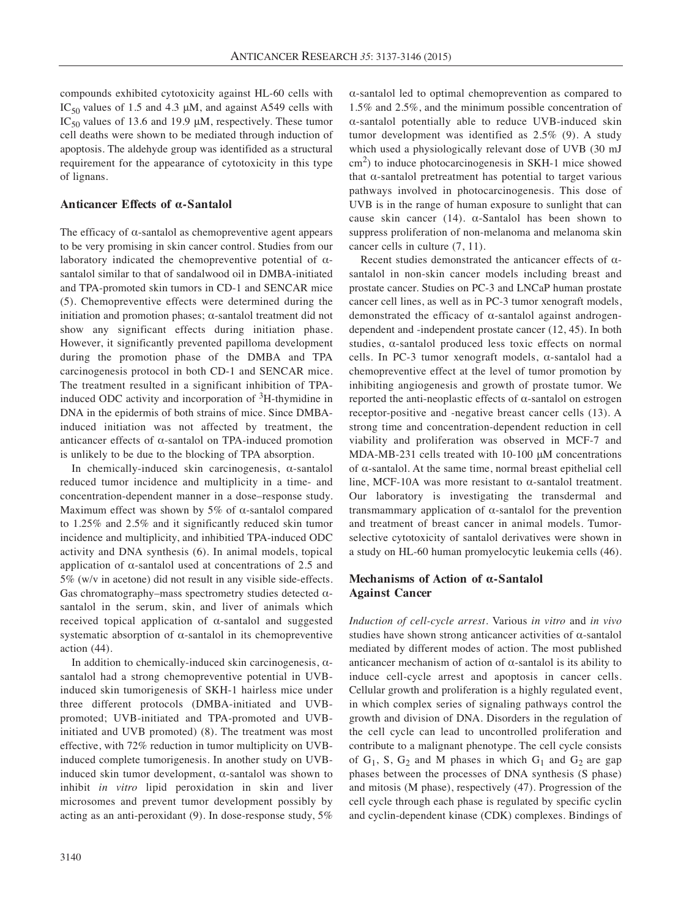compounds exhibited cytotoxicity against HL-60 cells with $IC_{50}$ values of 1.5 and 4.3 μM, and against A549 cells with $IC_{50}$ values of 13.6 and 19.9 μM, respectively. These tumor cell deaths were shown to be mediated through induction of apoptosis. The aldehyde group was identifided as a structural requirement for the appearance of cytotoxicity in this type of lignans.

## Anticancer Effects of α-Santalol

The efficacy of α-santalol as chemopreventive agent appears to be very promising in skin cancer control. Studies from our laboratory indicated the chemopreventive potential of α-santalol similar to that of sandalwood oil in DMBA-initiated and TPA-promoted skin tumors in CD-1 and SENCAR mice (5). Chemopreventive effects were determined during the initiation and promotion phases; α-santalol treatment did not show any significant effects during initiation phase. However, it significantly prevented papilloma development during the promotion phase of the DMBA and TPA carcinogenesis protocol in both CD-1 and SENCAR mice. The treatment resulted in a significant inhibition of TPA-induced ODC activity and incorporation of $^3$H-thymidine in DNA in the epidermis of both strains of mice. Since DMBA-induced initiation was not affected by treatment, the anticancer effects of α-santalol on TPA-induced promotion is unlikely to be due to the blocking of TPA absorption.

In chemically-induced skin carcinogenesis, α-santalol reduced tumor incidence and multiplicity in a time- and concentration-dependent manner in a dose–response study. Maximum effect was shown by 5% of α-santalol compared to 1.25% and 2.5% and it significantly reduced skin tumor incidence and multiplicity, and inhibitied TPA-induced ODC activity and DNA synthesis (6). In animal models, topical application of α-santalol used at concentrations of 2.5 and 5% (w/v in acetone) did not result in any visible side-effects. Gas chromatography–mass spectrometry studies detected α-santalol in the serum, skin, and liver of animals which received topical application of α-santalol and suggested systematic absorption of α-santalol in its chemopreventive action (44).

In addition to chemically-induced skin carcinogenesis, α-santalol had a strong chemopreventive potential in UVB-induced skin tumorigenesis of SKH-1 hairless mice under three different protocols (DMBA-initiated and UVB-promoted; UVB-initiated and TPA-promoted and UVB-initiated and UVB promoted) (8). The treatment was most effective, with 72% reduction in tumor multiplicity on UVB-induced complete tumorigenesis. In another study on UVB-induced skin tumor development, α-santalol was shown to inhibit *in vitro* lipid peroxidation in skin and liver microsomes and prevent tumor development possibly by acting as an anti-peroxidant (9). In dose-response study, 5% α-santalol led to optimal chemoprevention as compared to 1.5% and 2.5%, and the minimum possible concentration of α-santalol potentially able to reduce UVB-induced skin tumor development was identified as 2.5% (9). A study which used a physiologically relevant dose of UVB (30 mJ cm$^2$) to induce photocarcinogenesis in SKH-1 mice showed that α-santalol pretreatment has potential to target various pathways involved in photocarcinogenesis. This dose of UVB is in the range of human exposure to sunlight that can cause skin cancer (14). α-Santalol has been shown to suppress proliferation of non-melanoma and melanoma skin cancer cells in culture (7, 11).

Recent studies demonstrated the anticancer effects of α-santalol in non-skin cancer models including breast and prostate cancer. Studies on PC-3 and LNCaP human prostate cancer cell lines, as well as in PC-3 tumor xenograft models, demonstrated the efficacy of α-santalol against androgen-dependent and -independent prostate cancer (12, 45). In both studies, α-santalol produced less toxic effects on normal cells. In PC-3 tumor xenograft models, α-santalol had a chemopreventive effect at the level of tumor promotion by inhibiting angiogenesis and growth of prostate tumor. We reported the anti-neoplastic effects of α-santalol on estrogen receptor-positive and -negative breast cancer cells (13). A strong time and concentration-dependent reduction in cell viability and proliferation was observed in MCF-7 and MDA-MB-231 cells treated with 10-100 μM concentrations of α-santalol. At the same time, normal breast epithelial cell line, MCF-10A was more resistant to α-santalol treatment. Our laboratory is investigating the transdermal and transmammary application of α-santalol for the prevention and treatment of breast cancer in animal models. Tumor-selective cytotoxicity of santalol derivatives were shown in a study on HL-60 human promyelocytic leukemia cells (46).

## Mechanisms of Action of α-Santalol Against Cancer

*Induction of cell-cycle arrest*. Various *in vitro* and *in vivo* studies have shown strong anticancer activities of α-santalol mediated by different modes of action. The most published anticancer mechanism of action of α-santalol is its ability to induce cell-cycle arrest and apoptosis in cancer cells. Cellular growth and proliferation is a highly regulated event, in which complex series of signaling pathways control the growth and division of DNA. Disorders in the regulation of the cell cycle can lead to uncontrolled proliferation and contribute to a malignant phenotype. The cell cycle consists of $G_1$, S, $G_2$ and M phases in which $G_1$ and $G_2$ are gap phases between the processes of DNA synthesis (S phase) and mitosis (M phase), respectively (47). Progression of the cell cycle through each phase is regulated by specific cyclin and cyclin-dependent kinase (CDK) complexes. Bindings of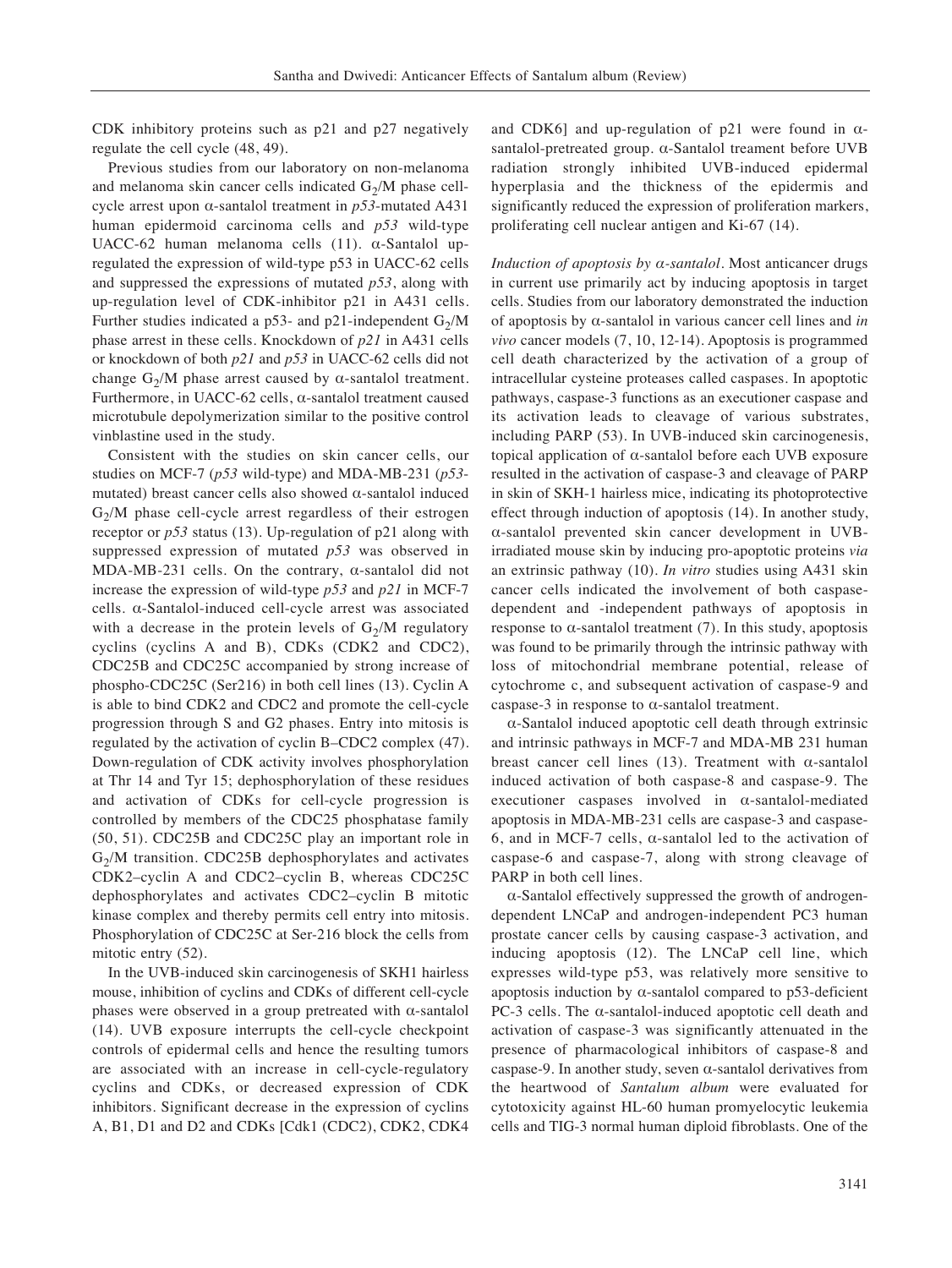CDK inhibitory proteins such as p21 and p27 negatively regulate the cell cycle (48, 49).

Previous studies from our laboratory on non-melanoma and melanoma skin cancer cells indicated $G_2$/M phase cell-cycle arrest upon α-santalol treatment in *p53*-mutated A431 human epidermoid carcinoma cells and *p53* wild-type UACC-62 human melanoma cells (11). α-Santalol up-regulated the expression of wild-type p53 in UACC-62 cells and suppressed the expressions of mutated *p53*, along with up-regulation level of CDK-inhibitor p21 in A431 cells. Further studies indicated a p53- and p21-independent $G_2$/M phase arrest in these cells. Knockdown of *p21* in A431 cells or knockdown of both *p21* and *p53* in UACC-62 cells did not change $G_2$/M phase arrest caused by α-santalol treatment. Furthermore, in UACC-62 cells, α-santalol treatment caused microtubule depolymerization similar to the positive control vinblastine used in the study.

Consistent with the studies on skin cancer cells, our studies on MCF-7 (*p53* wild-type) and MDA-MB-231 (*p53*-mutated) breast cancer cells also showed α-santalol induced $G_2$/M phase cell-cycle arrest regardless of their estrogen receptor or *p53* status (13). Up-regulation of p21 along with suppressed expression of mutated *p53* was observed in MDA-MB-231 cells. On the contrary, α-santalol did not increase the expression of wild-type *p53* and *p21* in MCF-7 cells. α-Santalol-induced cell-cycle arrest was associated with a decrease in the protein levels of $G_2$/M regulatory cyclins (cyclins A and B), CDKs (CDK2 and CDC2), CDC25B and CDC25C accompanied by strong increase of phospho-CDC25C (Ser216) in both cell lines (13). Cyclin A is able to bind CDK2 and CDC2 and promote the cell-cycle progression through S and G2 phases. Entry into mitosis is regulated by the activation of cyclin B–CDC2 complex (47). Down-regulation of CDK activity involves phosphorylation at Thr 14 and Tyr 15; dephosphorylation of these residues and activation of CDKs for cell-cycle progression is controlled by members of the CDC25 phosphatase family (50, 51). CDC25B and CDC25C play an important role in $G_2$/M transition. CDC25B dephosphorylates and activates CDK2–cyclin A and CDC2–cyclin B, whereas CDC25C dephosphorylates and activates CDC2–cyclin B mitotic kinase complex and thereby permits cell entry into mitosis. Phosphorylation of CDC25C at Ser-216 block the cells from mitotic entry (52).

In the UVB-induced skin carcinogenesis of SKH1 hairless mouse, inhibition of cyclins and CDKs of different cell-cycle phases were observed in a group pretreated with α-santalol (14). UVB exposure interrupts the cell-cycle checkpoint controls of epidermal cells and hence the resulting tumors are associated with an increase in cell-cycle-regulatory cyclins and CDKs, or decreased expression of CDK inhibitors. Significant decrease in the expression of cyclins A, B1, D1 and D2 and CDKs [Cdk1 (CDC2), CDK2, CDK4 and CDK6] and up-regulation of p21 were found in α-santalol-pretreated group. α-Santalol treament before UVB radiation strongly inhibited UVB-induced epidermal hyperplasia and the thickness of the epidermis and significantly reduced the expression of proliferation markers, proliferating cell nuclear antigen and Ki-67 (14).

*Induction of apoptosis by α-santalol*. Most anticancer drugs in current use primarily act by inducing apoptosis in target cells. Studies from our laboratory demonstrated the induction of apoptosis by α-santalol in various cancer cell lines and *in vivo* cancer models (7, 10, 12-14). Apoptosis is programmed cell death characterized by the activation of a group of intracellular cysteine proteases called caspases. In apoptotic pathways, caspase-3 functions as an executioner caspase and its activation leads to cleavage of various substrates, including PARP (53). In UVB-induced skin carcinogenesis, topical application of α-santalol before each UVB exposure resulted in the activation of caspase-3 and cleavage of PARP in skin of SKH-1 hairless mice, indicating its photoprotective effect through induction of apoptosis (14). In another study, α-santalol prevented skin cancer development in UVB-irradiated mouse skin by inducing pro-apoptotic proteins *via* an extrinsic pathway (10). *In vitro* studies using A431 skin cancer cells indicated the involvement of both caspase-dependent and -independent pathways of apoptosis in response to α-santalol treatment (7). In this study, apoptosis was found to be primarily through the intrinsic pathway with loss of mitochondrial membrane potential, release of cytochrome c, and subsequent activation of caspase-9 and caspase-3 in response to α-santalol treatment.

α-Santalol induced apoptotic cell death through extrinsic and intrinsic pathways in MCF-7 and MDA-MB 231 human breast cancer cell lines (13). Treatment with α-santalol induced activation of both caspase-8 and caspase-9. The executioner caspases involved in α-santalol-mediated apoptosis in MDA-MB-231 cells are caspase-3 and caspase-6, and in MCF-7 cells, α-santalol led to the activation of caspase-6 and caspase-7, along with strong cleavage of PARP in both cell lines.

α-Santalol effectively suppressed the growth of androgen-dependent LNCaP and androgen-independent PC3 human prostate cancer cells by causing caspase-3 activation, and inducing apoptosis (12). The LNCaP cell line, which expresses wild-type p53, was relatively more sensitive to apoptosis induction by α-santalol compared to p53-deficient PC-3 cells. The α-santalol-induced apoptotic cell death and activation of caspase-3 was significantly attenuated in the presence of pharmacological inhibitors of caspase-8 and caspase-9. In another study, seven α-santalol derivatives from the heartwood of *Santalum album* were evaluated for cytotoxicity against HL-60 human promyelocytic leukemia cells and TIG-3 normal human diploid fibroblasts. One of the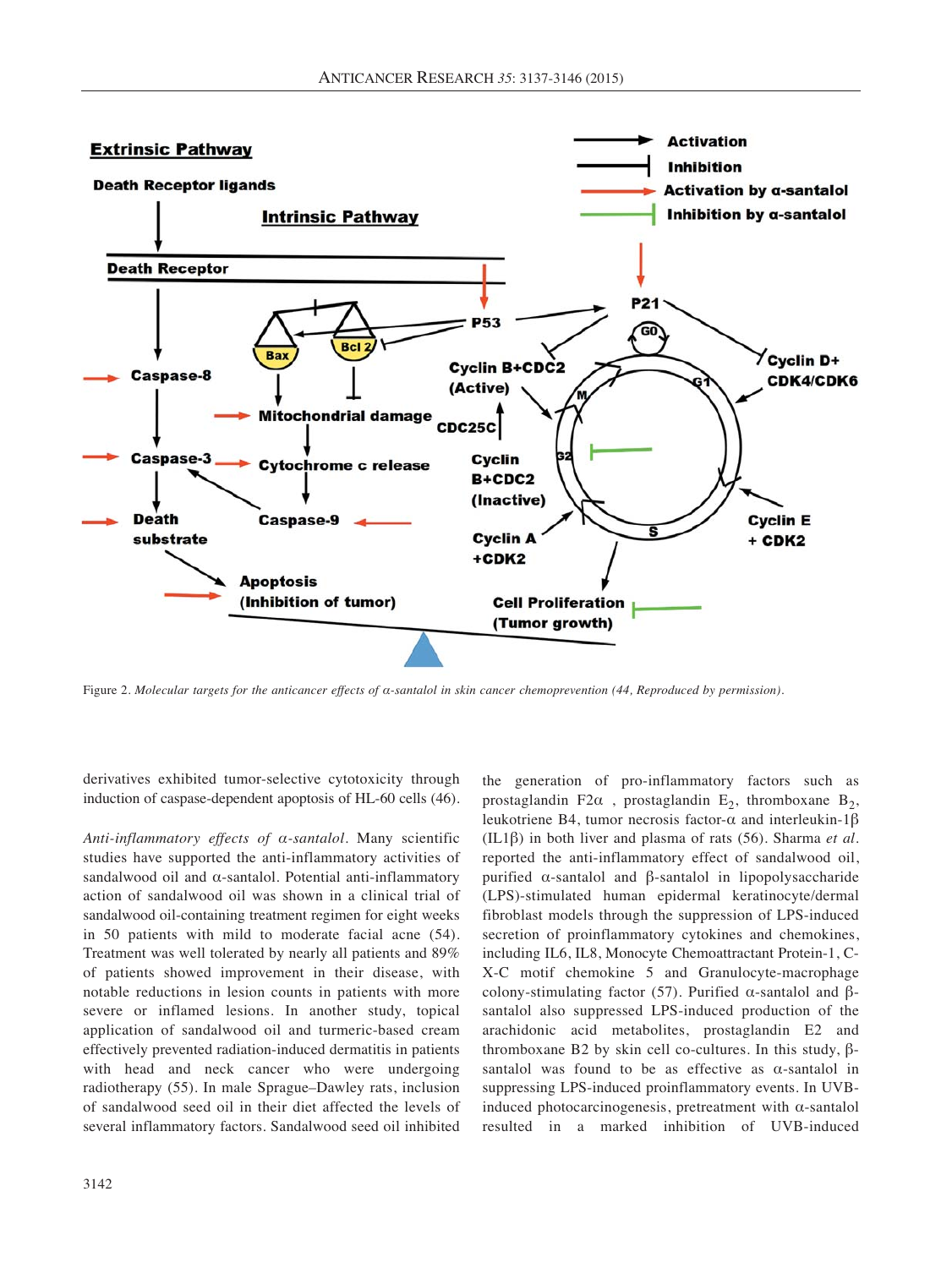Figure 2. *Molecular targets for the anticancer effects of α-santalol in skin cancer chemoprevention (44, Reproduced by permission).*

derivatives exhibited tumor-selective cytotoxicity through induction of caspase-dependent apoptosis of HL-60 cells (46).

*Anti-inflammatory effects of α-santalol.* Many scientific studies have supported the anti-inflammatory activities of sandalwood oil and α-santalol. Potential anti-inflammatory action of sandalwood oil was shown in a clinical trial of sandalwood oil-containing treatment regimen for eight weeks in 50 patients with mild to moderate facial acne (54). Treatment was well tolerated by nearly all patients and 89% of patients showed improvement in their disease, with notable reductions in lesion counts in patients with more severe or inflamed lesions. In another study, topical application of sandalwood oil and turmeric-based cream effectively prevented radiation-induced dermatitis in patients with head and neck cancer who were undergoing radiotherapy (55). In male Sprague–Dawley rats, inclusion of sandalwood seed oil in their diet affected the levels of several inflammatory factors. Sandalwood seed oil inhibited the generation of pro-inflammatory factors such as prostaglandin F2α , prostaglandin $E_2$, thromboxane $B_2$, leukotriene B4, tumor necrosis factor-α and interleukin-1β (IL1β) in both liver and plasma of rats (56). Sharma *et al.* reported the anti-inflammatory effect of sandalwood oil, purified α-santalol and β-santalol in lipopolysaccharide (LPS)-stimulated human epidermal keratinocyte/dermal fibroblast models through the suppression of LPS-induced secretion of proinflammatory cytokines and chemokines, including IL6, IL8, Monocyte Chemoattractant Protein-1, C-X-C motif chemokine 5 and Granulocyte-macrophage colony-stimulating factor (57). Purified α-santalol and β-santalol also suppressed LPS-induced production of the arachidonic acid metabolites, prostaglandin E2 and thromboxane B2 by skin cell co-cultures. In this study, β-santalol was found to be as effective as α-santalol in suppressing LPS-induced proinflammatory events. In UVB-induced photocarcinogenesis, pretreatment with α-santalol resulted in a marked inhibition of UVB-induced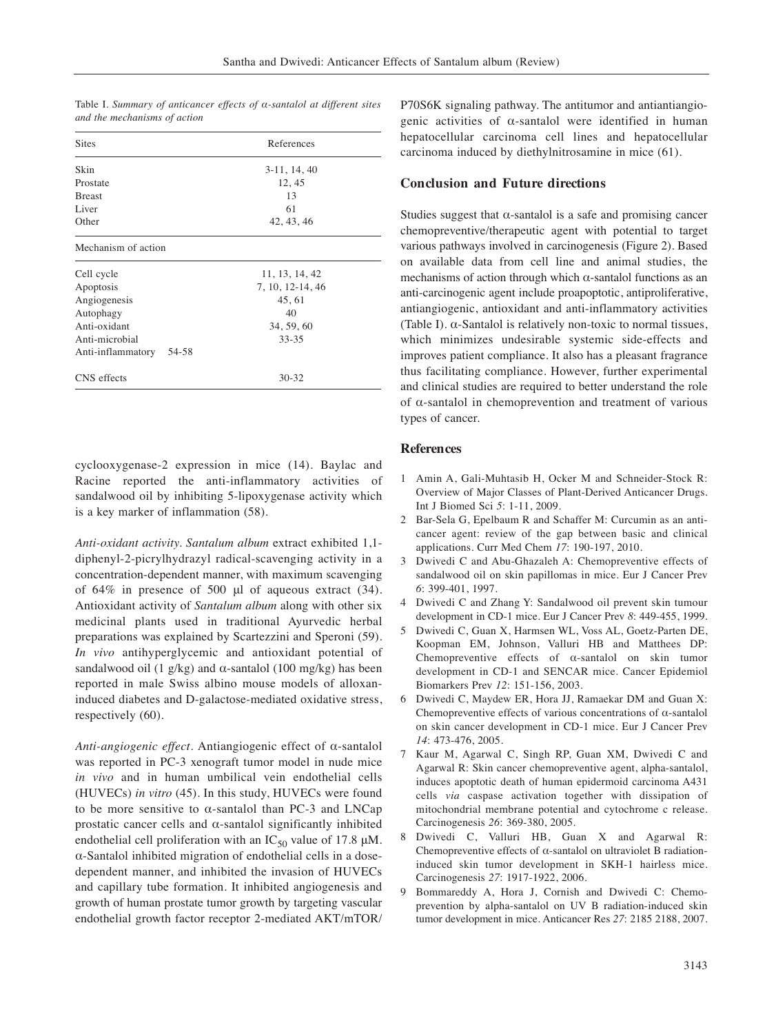Table I. *Summary of anticancer effects of α-santalol at different sites and the mechanisms of action*

| Sites | References |
|---|---|
| Skin | 3-11, 14, 40 |
| Prostate | 12, 45 |
| Breast | 13 |
| Liver | 61 |
| Other | 42, 43, 46 |
| **Mechanism of action** | |
| Cell cycle | 11, 13, 14, 42 |
| Apoptosis | 7, 10, 12-14, 46 |
| Angiogenesis | 45, 61 |
| Autophagy | 40 |
| Anti-oxidant | 34, 59, 60 |
| Anti-microbial | 33-35 |
| Anti-inflammatory | 54-58 |
| CNS effects | 30-32 |

cyclooxygenase-2 expression in mice (14). Baylac and Racine reported the anti-inflammatory activities of sandalwood oil by inhibiting 5-lipoxygenase activity which is a key marker of inflammation (58).

*Anti-oxidant activity*. *Santalum album* extract exhibited 1,1-diphenyl-2-picrylhydrazyl radical-scavenging activity in a concentration-dependent manner, with maximum scavenging of 64% in presence of 500 μl of aqueous extract (34). Antioxidant activity of *Santalum album* along with other six medicinal plants used in traditional Ayurvedic herbal preparations was explained by Scartezzini and Speroni (59). *In vivo* antihyperglycemic and antioxidant potential of sandalwood oil (1 g/kg) and α-santalol (100 mg/kg) has been reported in male Swiss albino mouse models of alloxan-induced diabetes and D-galactose-mediated oxidative stress, respectively (60).

*Anti-angiogenic effect*. Antiangiogenic effect of α-santalol was reported in PC-3 xenograft tumor model in nude mice *in vivo* and in human umbilical vein endothelial cells (HUVECs) *in vitro* (45). In this study, HUVECs were found to be more sensitive to α-santalol than PC-3 and LNCap prostatic cancer cells and α-santalol significantly inhibited endothelial cell proliferation with an $IC_{50}$ value of 17.8 μM. α-Santalol inhibited migration of endothelial cells in a dose-dependent manner, and inhibited the invasion of HUVECs and capillary tube formation. It inhibited angiogenesis and growth of human prostate tumor growth by targeting vascular endothelial growth factor receptor 2-mediated AKT/mTOR/P70S6K signaling pathway. The antitumor and antiantiangiogenic activities of α-santalol were identified in human hepatocellular carcinoma cell lines and hepatocellular carcinoma induced by diethylnitrosamine in mice (61).

## Conclusion and Future directions

Studies suggest that α-santalol is a safe and promising cancer chemopreventive/therapeutic agent with potential to target various pathways involved in carcinogenesis (Figure 2). Based on available data from cell line and animal studies, the mechanisms of action through which α-santalol functions as an anti-carcinogenic agent include proapoptotic, antiproliferative, antiangiogenic, antioxidant and anti-inflammatory activities (Table I). α-Santalol is relatively non-toxic to normal tissues, which minimizes undesirable systemic side-effects and improves patient compliance. It also has a pleasant fragrance thus facilitating compliance. However, further experimental and clinical studies are required to better understand the role of α-santalol in chemoprevention and treatment of various types of cancer.

## References

1. Amin A, Gali-Muhtasib H, Ocker M and Schneider-Stock R: Overview of Major Classes of Plant-Derived Anticancer Drugs. Int J Biomed Sci *5*: 1-11, 2009.
2. Bar-Sela G, Epelbaum R and Schaffer M: Curcumin as an anti-cancer agent: review of the gap between basic and clinical applications. Curr Med Chem *17*: 190-197, 2010.
3. Dwivedi C and Abu-Ghazaleh A: Chemopreventive effects of sandalwood oil on skin papillomas in mice. Eur J Cancer Prev *6*: 399-401, 1997.
4. Dwivedi C and Zhang Y: Sandalwood oil prevent skin tumour development in CD-1 mice. Eur J Cancer Prev *8*: 449-455, 1999.
5. Dwivedi C, Guan X, Harmsen WL, Voss AL, Goetz-Parten DE, Koopman EM, Johnson, Valluri HB and Matthees DP: Chemopreventive effects of α-santalol on skin tumor development in CD-1 and SENCAR mice. Cancer Epidemiol Biomarkers Prev *12*: 151-156, 2003.
6. Dwivedi C, Maydew ER, Hora JJ, Ramaekar DM and Guan X: Chemopreventive effects of various concentrations of α-santalol on skin cancer development in CD-1 mice. Eur J Cancer Prev *14*: 473-476, 2005.
7. Kaur M, Agarwal C, Singh RP, Guan XM, Dwivedi C and Agarwal R: Skin cancer chemopreventive agent, alpha-santalol, induces apoptotic death of human epidermoid carcinoma A431 cells *via* caspase activation together with dissipation of mitochondrial membrane potential and cytochrome c release. Carcinogenesis *26*: 369-380, 2005.
8. Dwivedi C, Valluri HB, Guan X and Agarwal R: Chemopreventive effects of α-santalol on ultraviolet B radiation-induced skin tumor development in SKH-1 hairless mice. Carcinogenesis *27*: 1917-1922, 2006.
9. Bommareddy A, Hora J, Cornish and Dwivedi C: Chemoprevention by alpha-santalol on UV B radiation-induced skin tumor development in mice. Anticancer Res *27*: 2185 2188, 2007.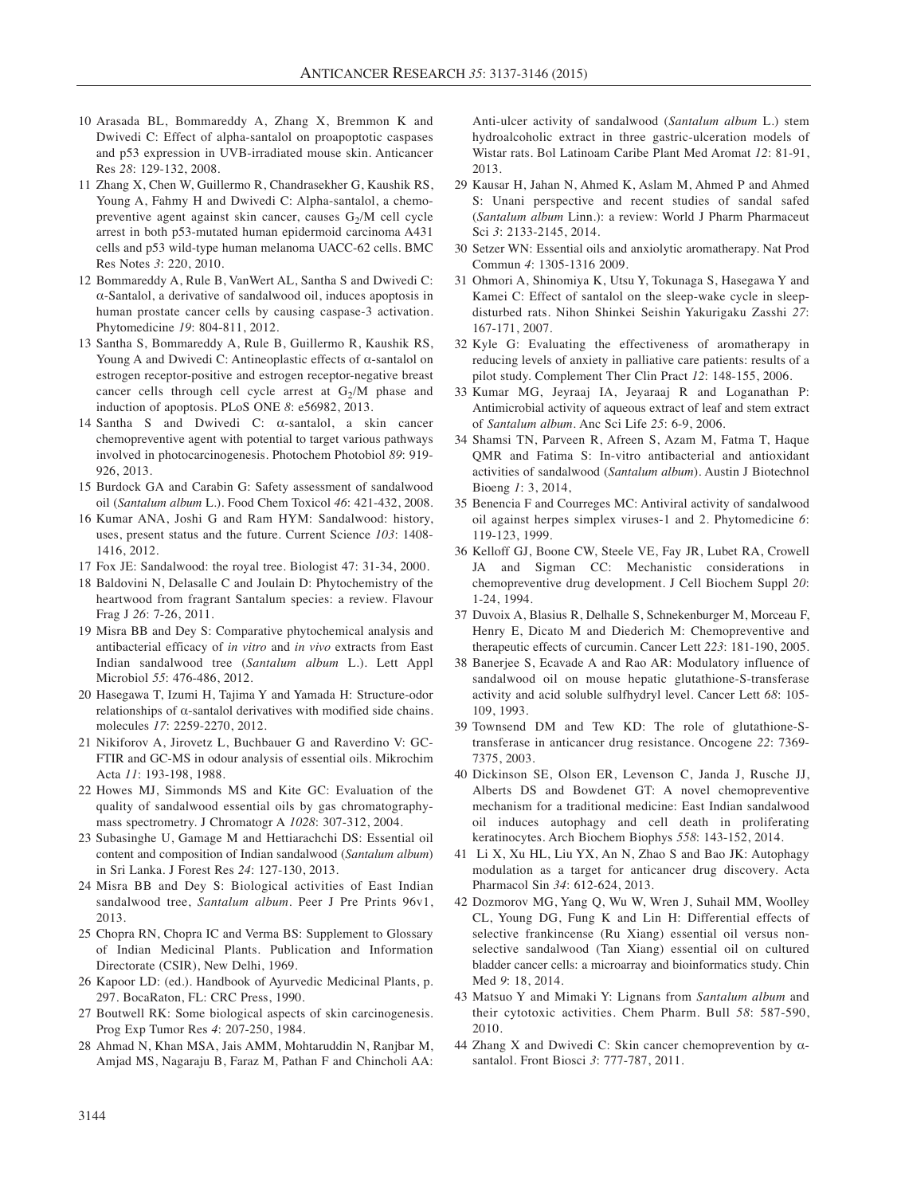10 Arasada BL, Bommareddy A, Zhang X, Bremmon K and Dwivedi C: Effect of alpha-santalol on proapoptotic caspases and p53 expression in UVB-irradiated mouse skin. Anticancer Res *28*: 129-132, 2008.

11 Zhang X, Chen W, Guillermo R, Chandrasekher G, Kaushik RS, Young A, Fahmy H and Dwivedi C: Alpha-santalol, a chemopreventive agent against skin cancer, causes $G_2$/M cell cycle arrest in both p53-mutated human epidermoid carcinoma A431 cells and p53 wild-type human melanoma UACC-62 cells. BMC Res Notes *3*: 220, 2010.

12 Bommareddy A, Rule B, VanWert AL, Santha S and Dwivedi C: α-Santalol, a derivative of sandalwood oil, induces apoptosis in human prostate cancer cells by causing caspase-3 activation. Phytomedicine *19*: 804-811, 2012.

13 Santha S, Bommareddy A, Rule B, Guillermo R, Kaushik RS, Young A and Dwivedi C: Antineoplastic effects of α-santalol on estrogen receptor-positive and estrogen receptor-negative breast cancer cells through cell cycle arrest at $G_2$/M phase and induction of apoptosis. PLoS ONE *8*: e56982, 2013.

14 Santha S and Dwivedi C: α-santalol, a skin cancer chemopreventive agent with potential to target various pathways involved in photocarcinogenesis. Photochem Photobiol *89*: 919-926, 2013.

15 Burdock GA and Carabin G: Safety assessment of sandalwood oil (*Santalum album* L.). Food Chem Toxicol *46*: 421-432, 2008.

16 Kumar ANA, Joshi G and Ram HYM: Sandalwood: history, uses, present status and the future. Current Science *103*: 1408-1416, 2012.

17 Fox JE: Sandalwood: the royal tree. Biologist 47: 31-34, 2000.

18 Baldovini N, Delasalle C and Joulain D: Phytochemistry of the heartwood from fragrant Santalum species: a review. Flavour Frag J *26*: 7-26, 2011.

19 Misra BB and Dey S: Comparative phytochemical analysis and antibacterial efficacy of *in vitro* and *in vivo* extracts from East Indian sandalwood tree (*Santalum album* L.). Lett Appl Microbiol *55*: 476-486, 2012.

20 Hasegawa T, Izumi H, Tajima Y and Yamada H: Structure-odor relationships of α-santalol derivatives with modified side chains. molecules *17*: 2259-2270, 2012.

21 Nikiforov A, Jirovetz L, Buchbauer G and Raverdino V: GC-FTIR and GC-MS in odour analysis of essential oils. Mikrochim Acta *11*: 193-198, 1988.

22 Howes MJ, Simmonds MS and Kite GC: Evaluation of the quality of sandalwood essential oils by gas chromatography-mass spectrometry. J Chromatogr A *1028*: 307-312, 2004.

23 Subasinghe U, Gamage M and Hettiarachchi DS: Essential oil content and composition of Indian sandalwood (*Santalum album*) in Sri Lanka. J Forest Res *24*: 127-130, 2013.

24 Misra BB and Dey S: Biological activities of East Indian sandalwood tree, *Santalum album*. Peer J Pre Prints 96v1, 2013.

25 Chopra RN, Chopra IC and Verma BS: Supplement to Glossary of Indian Medicinal Plants. Publication and Information Directorate (CSIR), New Delhi, 1969.

26 Kapoor LD: (ed.). Handbook of Ayurvedic Medicinal Plants, p. 297. BocaRaton, FL: CRC Press, 1990.

27 Boutwell RK: Some biological aspects of skin carcinogenesis. Prog Exp Tumor Res *4*: 207-250, 1984.

28 Ahmad N, Khan MSA, Jais AMM, Mohtaruddin N, Ranjbar M, Amjad MS, Nagaraju B, Faraz M, Pathan F and Chincholi AA: Anti-ulcer activity of sandalwood (*Santalum album* L.) stem hydroalcoholic extract in three gastric-ulceration models of Wistar rats. Bol Latinoam Caribe Plant Med Aromat *12*: 81-91, 2013.

29 Kausar H, Jahan N, Ahmed K, Aslam M, Ahmed P and Ahmed S: Unani perspective and recent studies of sandal safed (*Santalum album* Linn.): a review: World J Pharm Pharmaceut Sci *3*: 2133-2145, 2014.

30 Setzer WN: Essential oils and anxiolytic aromatherapy. Nat Prod Commun *4*: 1305-1316 2009.

31 Ohmori A, Shinomiya K, Utsu Y, Tokunaga S, Hasegawa Y and Kamei C: Effect of santalol on the sleep-wake cycle in sleep-disturbed rats. Nihon Shinkei Seishin Yakurigaku Zasshi *27*: 167-171, 2007.

32 Kyle G: Evaluating the effectiveness of aromatherapy in reducing levels of anxiety in palliative care patients: results of a pilot study. Complement Ther Clin Pract *12*: 148-155, 2006.

33 Kumar MG, Jeyraaj IA, Jeyaraaj R and Loganathan P: Antimicrobial activity of aqueous extract of leaf and stem extract of *Santalum album*. Anc Sci Life *25*: 6-9, 2006.

34 Shamsi TN, Parveen R, Afreen S, Azam M, Fatma T, Haque QMR and Fatima S: In-vitro antibacterial and antioxidant activities of sandalwood (*Santalum album*). Austin J Biotechnol Bioeng *1*: 3, 2014,

35 Benencia F and Courreges MC: Antiviral activity of sandalwood oil against herpes simplex viruses-1 and 2. Phytomedicine *6*: 119-123, 1999.

36 Kelloff GJ, Boone CW, Steele VE, Fay JR, Lubet RA, Crowell JA and Sigman CC: Mechanistic considerations in chemopreventive drug development. J Cell Biochem Suppl *20*: 1-24, 1994.

37 Duvoix A, Blasius R, Delhalle S, Schnekenburger M, Morceau F, Henry E, Dicato M and Diederich M: Chemopreventive and therapeutic effects of curcumin. Cancer Lett *223*: 181-190, 2005.

38 Banerjee S, Ecavade A and Rao AR: Modulatory influence of sandalwood oil on mouse hepatic glutathione-S-transferase activity and acid soluble sulfhydryl level. Cancer Lett *68*: 105-109, 1993.

39 Townsend DM and Tew KD: The role of glutathione-S-transferase in anticancer drug resistance. Oncogene *22*: 7369-7375, 2003.

40 Dickinson SE, Olson ER, Levenson C, Janda J, Rusche JJ, Alberts DS and Bowdenet GT: A novel chemopreventive mechanism for a traditional medicine: East Indian sandalwood oil induces autophagy and cell death in proliferating keratinocytes. Arch Biochem Biophys *558*: 143-152, 2014.

41 Li X, Xu HL, Liu YX, An N, Zhao S and Bao JK: Autophagy modulation as a target for anticancer drug discovery. Acta Pharmacol Sin *34*: 612-624, 2013.

42 Dozmorov MG, Yang Q, Wu W, Wren J, Suhail MM, Woolley CL, Young DG, Fung K and Lin H: Differential effects of selective frankincense (Ru Xiang) essential oil versus non-selective sandalwood (Tan Xiang) essential oil on cultured bladder cancer cells: a microarray and bioinformatics study. Chin Med *9*: 18, 2014.

43 Matsuo Y and Mimaki Y: Lignans from *Santalum album* and their cytotoxic activities. Chem Pharm. Bull *58*: 587-590, 2010.

44 Zhang X and Dwivedi C: Skin cancer chemoprevention by α-santalol. Front Biosci *3*: 777-787, 2011.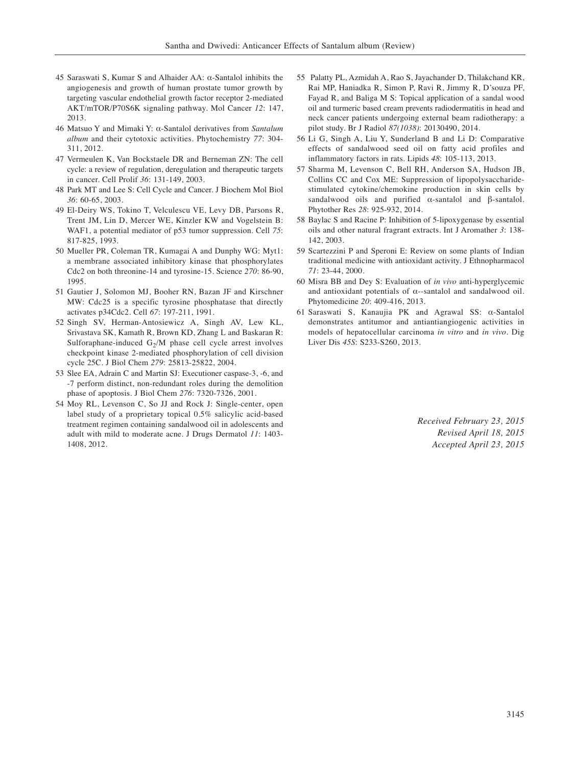45 Saraswati S, Kumar S and Alhaider AA: α-Santalol inhibits the angiogenesis and growth of human prostate tumor growth by targeting vascular endothelial growth factor receptor 2-mediated AKT/mTOR/P70S6K signaling pathway. Mol Cancer *12*: 147, 2013.

46 Matsuo Y and Mimaki Y: α-Santalol derivatives from *Santalum album* and their cytotoxic activities. Phytochemistry *77*: 304-311, 2012.

47 Vermeulen K, Van Bockstaele DR and Berneman ZN: The cell cycle: a review of regulation, deregulation and therapeutic targets in cancer. Cell Prolif *36*: 131-149, 2003.

48 Park MT and Lee S: Cell Cycle and Cancer. J Biochem Mol Biol *36*: 60-65, 2003.

49 El-Deiry WS, Tokino T, Velculescu VE, Levy DB, Parsons R, Trent JM, Lin D, Mercer WE, Kinzler KW and Vogelstein B: WAF1, a potential mediator of p53 tumor suppression. Cell *75*: 817-825, 1993.

50 Mueller PR, Coleman TR, Kumagai A and Dunphy WG: Myt1: a membrane associated inhibitory kinase that phosphorylates Cdc2 on both threonine-14 and tyrosine-15. Science *270*: 86-90, 1995.

51 Gautier J, Solomon MJ, Booher RN, Bazan JF and Kirschner MW: Cdc25 is a specific tyrosine phosphatase that directly activates p34Cdc2. Cell *67*: 197-211, 1991.

52 Singh SV, Herman-Antosiewicz A, Singh AV, Lew KL, Srivastava SK, Kamath R, Brown KD, Zhang L and Baskaran R: Sulforaphane-induced $G_2$/M phase cell cycle arrest involves checkpoint kinase 2-mediated phosphorylation of cell division cycle 25C. J Biol Chem *279*: 25813-25822, 2004.

53 Slee EA, Adrain C and Martin SJ: Executioner caspase-3, -6, and -7 perform distinct, non-redundant roles during the demolition phase of apoptosis. J Biol Chem *276*: 7320-7326, 2001.

54 Moy RL, Levenson C, So JJ and Rock J: Single-center, open label study of a proprietary topical 0.5% salicylic acid-based treatment regimen containing sandalwood oil in adolescents and adult with mild to moderate acne. J Drugs Dermatol *11*: 1403-1408, 2012.

55 Palatty PL, Azmidah A, Rao S, Jayachander D, Thilakchand KR, Rai MP, Haniadka R, Simon P, Ravi R, Jimmy R, D'souza PF, Fayad R, and Baliga M S: Topical application of a sandal wood oil and turmeric based cream prevents radiodermatitis in head and neck cancer patients undergoing external beam radiotherapy: a pilot study. Br J Radiol *87(1038)*: 20130490, 2014.

56 Li G, Singh A, Liu Y, Sunderland B and Li D: Comparative effects of sandalwood seed oil on fatty acid profiles and inflammatory factors in rats. Lipids *48*: 105-113, 2013.

57 Sharma M, Levenson C, Bell RH, Anderson SA, Hudson JB, Collins CC and Cox ME: Suppression of lipopolysaccharide-stimulated cytokine/chemokine production in skin cells by sandalwood oils and purified α-santalol and β-santalol. Phytother Res *28*: 925-932, 2014.

58 Baylac S and Racine P: Inhibition of 5-lipoxygenase by essential oils and other natural fragrant extracts. Int J Aromather *3*: 138-142, 2003.

59 Scartezzini P and Speroni E: Review on some plants of Indian traditional medicine with antioxidant activity. J Ethnopharmacol *71*: 23-44, 2000.

60 Misra BB and Dey S: Evaluation of *in vivo* anti-hyperglycemic and antioxidant potentials of α--santalol and sandalwood oil. Phytomedicine *20*: 409-416, 2013.

61 Saraswati S, Kanaujia PK and Agrawal SS: α-Santalol demonstrates antitumor and antiantiangiogenic activities in models of hepatocellular carcinoma *in vitro* and *in vivo*. Dig Liver Dis *45S*: S233-S260, 2013.

*Received February 23, 2015*
*Revised April 18, 2015*
*Accepted April 23, 2015*